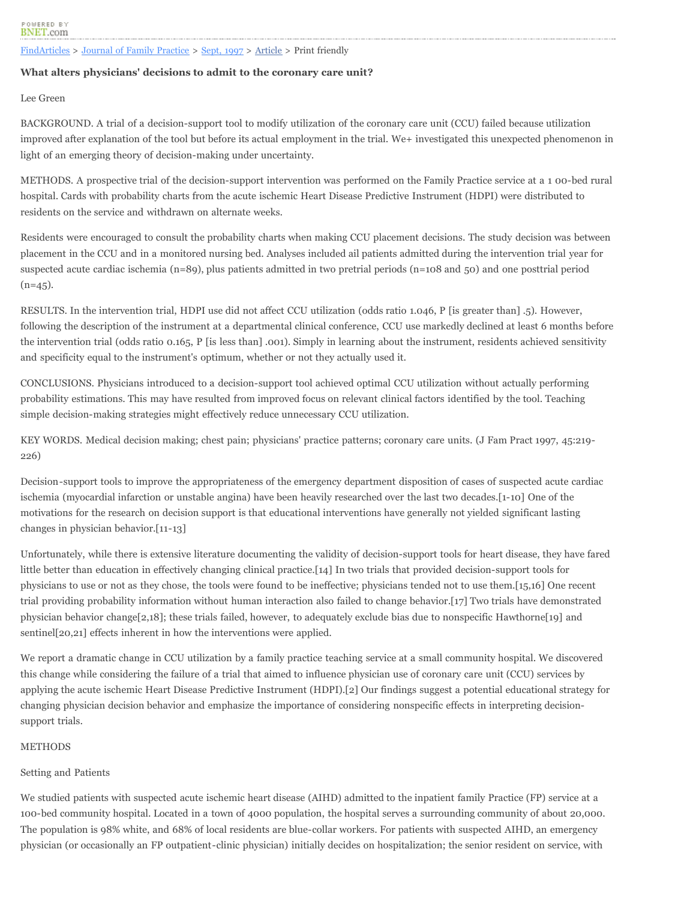FindArticles > Journal of Family Practice > Sept, 1997 > Article > Print friendly

**What alters physicians' decisions to admit to the coronary care unit?**

Lee Green

BACKGROUND. A trial of a decision-support tool to modify utilization of the coronary care unit (CCU) failed because utilization improved after explanation of the tool but before its actual employment in the trial. We+ investigated this unexpected phenomenon in light of an emerging theory of decision-making under uncertainty.

METHODS. A prospective trial of the decision-support intervention was performed on the Family Practice service at a 1 00-bed rural hospital. Cards with probability charts from the acute ischemic Heart Disease Predictive Instrument (HDPI) were distributed to residents on the service and withdrawn on alternate weeks.

Residents were encouraged to consult the probability charts when making CCU placement decisions. The study decision was between placement in the CCU and in a monitored nursing bed. Analyses included ail patients admitted during the intervention trial year for suspected acute cardiac ischemia (n=89), plus patients admitted in two pretrial periods (n=108 and 50) and one posttrial period (n=45).

RESULTS. In the intervention trial, HDPI use did not affect CCU utilization (odds ratio 1.046, P [is greater than] .5). However, following the description of the instrument at a departmental clinical conference, CCU use markedly declined at least 6 months before the intervention trial (odds ratio 0.165, P [is less than] .001). Simply in learning about the instrument, residents achieved sensitivity and specificity equal to the instrument's optimum, whether or not they actually used it.

CONCLUSIONS. Physicians introduced to a decision-support tool achieved optimal CCU utilization without actually performing probability estimations. This may have resulted from improved focus on relevant clinical factors identified by the tool. Teaching simple decision-making strategies might effectively reduce unnecessary CCU utilization.

KEY WORDS. Medical decision making; chest pain; physicians' practice patterns; coronary care units. (J Fam Pract 1997, 45:219-226)

Decision-support tools to improve the appropriateness of the emergency department disposition of cases of suspected acute cardiac ischemia (myocardial infarction or unstable angina) have been heavily researched over the last two decades.[1-10] One of the motivations for the research on decision support is that educational interventions have generally not yielded significant lasting changes in physician behavior.[11-13]

Unfortunately, while there is extensive literature documenting the validity of decision-support tools for heart disease, they have fared little better than education in effectively changing clinical practice.[14] In two trials that provided decision-support tools for physicians to use or not as they chose, the tools were found to be ineffective; physicians tended not to use them.[15,16] One recent trial providing probability information without human interaction also failed to change behavior.[17] Two trials have demonstrated physician behavior change[2,18]; these trials failed, however, to adequately exclude bias due to nonspecific Hawthorne[19] and sentinel[20,21] effects inherent in how the interventions were applied.

We report a dramatic change in CCU utilization by a family practice teaching service at a small community hospital. We discovered this change while considering the failure of a trial that aimed to influence physician use of coronary care unit (CCU) services by applying the acute ischemic Heart Disease Predictive Instrument (HDPI).[2] Our findings suggest a potential educational strategy for changing physician decision behavior and emphasize the importance of considering nonspecific effects in interpreting decision-support trials.

## METHODS

### Setting and Patients

We studied patients with suspected acute ischemic heart disease (AIHD) admitted to the inpatient family Practice (FP) service at a 100-bed community hospital. Located in a town of 4000 population, the hospital serves a surrounding community of about 20,000. The population is 98% white, and 68% of local residents are blue-collar workers. For patients with suspected AIHD, an emergency physician (or occasionally an FP outpatient-clinic physician) initially decides on hospitalization; the senior resident on service, with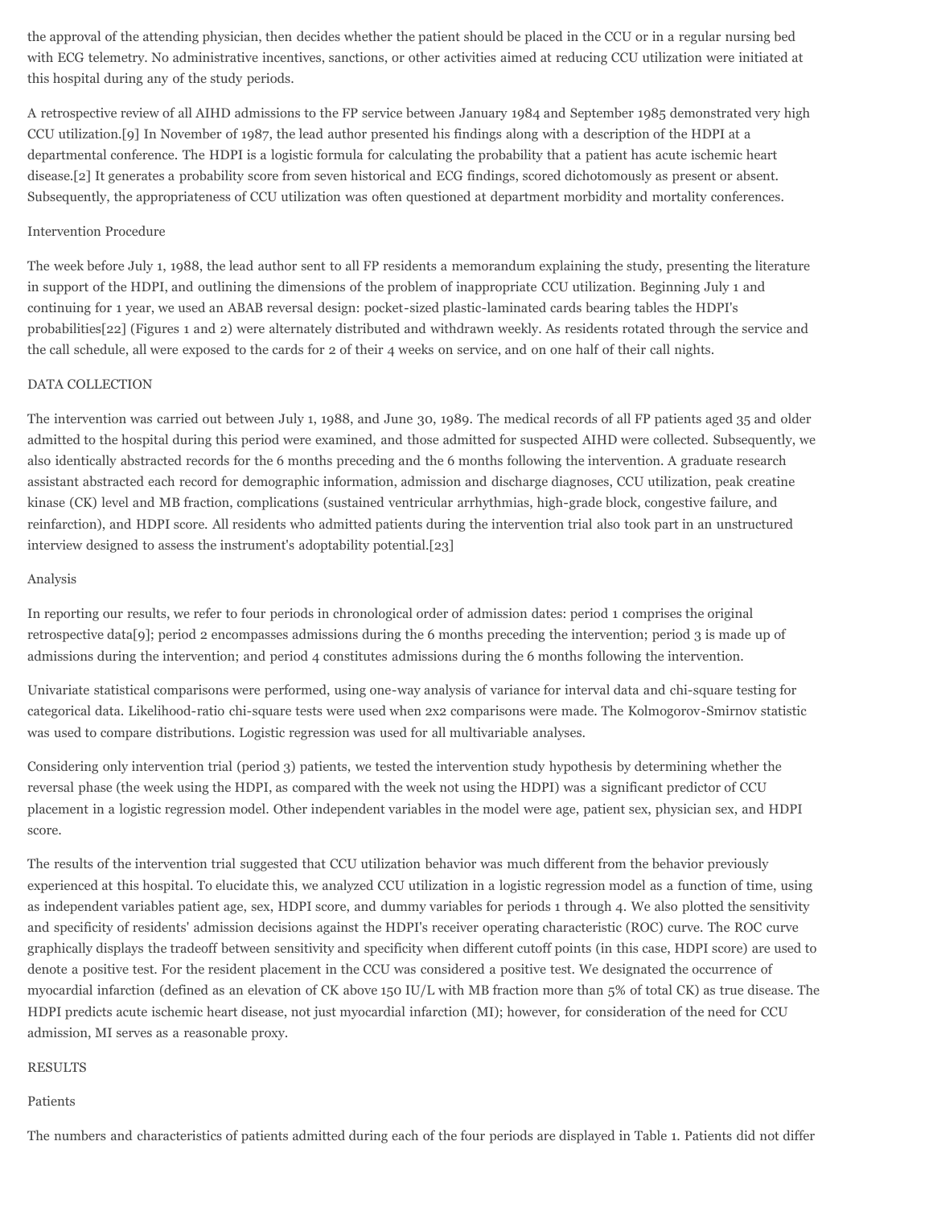the approval of the attending physician, then decides whether the patient should be placed in the CCU or in a regular nursing bed with ECG telemetry. No administrative incentives, sanctions, or other activities aimed at reducing CCU utilization were initiated at this hospital during any of the study periods.

A retrospective review of all AIHD admissions to the FP service between January 1984 and September 1985 demonstrated very high CCU utilization.[9] In November of 1987, the lead author presented his findings along with a description of the HDPI at a departmental conference. The HDPI is a logistic formula for calculating the probability that a patient has acute ischemic heart disease.[2] It generates a probability score from seven historical and ECG findings, scored dichotomously as present or absent. Subsequently, the appropriateness of CCU utilization was often questioned at department morbidity and mortality conferences.

## Intervention Procedure

The week before July 1, 1988, the lead author sent to all FP residents a memorandum explaining the study, presenting the literature in support of the HDPI, and outlining the dimensions of the problem of inappropriate CCU utilization. Beginning July 1 and continuing for 1 year, we used an ABAB reversal design: pocket-sized plastic-laminated cards bearing tables the HDPI's probabilities[22] (Figures 1 and 2) were alternately distributed and withdrawn weekly. As residents rotated through the service and the call schedule, all were exposed to the cards for 2 of their 4 weeks on service, and on one half of their call nights.

## DATA COLLECTION

The intervention was carried out between July 1, 1988, and June 30, 1989. The medical records of all FP patients aged 35 and older admitted to the hospital during this period were examined, and those admitted for suspected AIHD were collected. Subsequently, we also identically abstracted records for the 6 months preceding and the 6 months following the intervention. A graduate research assistant abstracted each record for demographic information, admission and discharge diagnoses, CCU utilization, peak creatine kinase (CK) level and MB fraction, complications (sustained ventricular arrhythmias, high-grade block, congestive failure, and reinfarction), and HDPI score. All residents who admitted patients during the intervention trial also took part in an unstructured interview designed to assess the instrument's adoptability potential.[23]

## Analysis

In reporting our results, we refer to four periods in chronological order of admission dates: period 1 comprises the original retrospective data[9]; period 2 encompasses admissions during the 6 months preceding the intervention; period 3 is made up of admissions during the intervention; and period 4 constitutes admissions during the 6 months following the intervention.

Univariate statistical comparisons were performed, using one-way analysis of variance for interval data and chi-square testing for categorical data. Likelihood-ratio chi-square tests were used when 2x2 comparisons were made. The Kolmogorov-Smirnov statistic was used to compare distributions. Logistic regression was used for all multivariable analyses.

Considering only intervention trial (period 3) patients, we tested the intervention study hypothesis by determining whether the reversal phase (the week using the HDPI, as compared with the week not using the HDPI) was a significant predictor of CCU placement in a logistic regression model. Other independent variables in the model were age, patient sex, physician sex, and HDPI score.

The results of the intervention trial suggested that CCU utilization behavior was much different from the behavior previously experienced at this hospital. To elucidate this, we analyzed CCU utilization in a logistic regression model as a function of time, using as independent variables patient age, sex, HDPI score, and dummy variables for periods 1 through 4. We also plotted the sensitivity and specificity of residents' admission decisions against the HDPI's receiver operating characteristic (ROC) curve. The ROC curve graphically displays the tradeoff between sensitivity and specificity when different cutoff points (in this case, HDPI score) are used to denote a positive test. For the resident placement in the CCU was considered a positive test. We designated the occurrence of myocardial infarction (defined as an elevation of CK above 150 IU/L with MB fraction more than 5% of total CK) as true disease. The HDPI predicts acute ischemic heart disease, not just myocardial infarction (MI); however, for consideration of the need for CCU admission, MI serves as a reasonable proxy.

## RESULTS

### Patients

The numbers and characteristics of patients admitted during each of the four periods are displayed in Table 1. Patients did not differ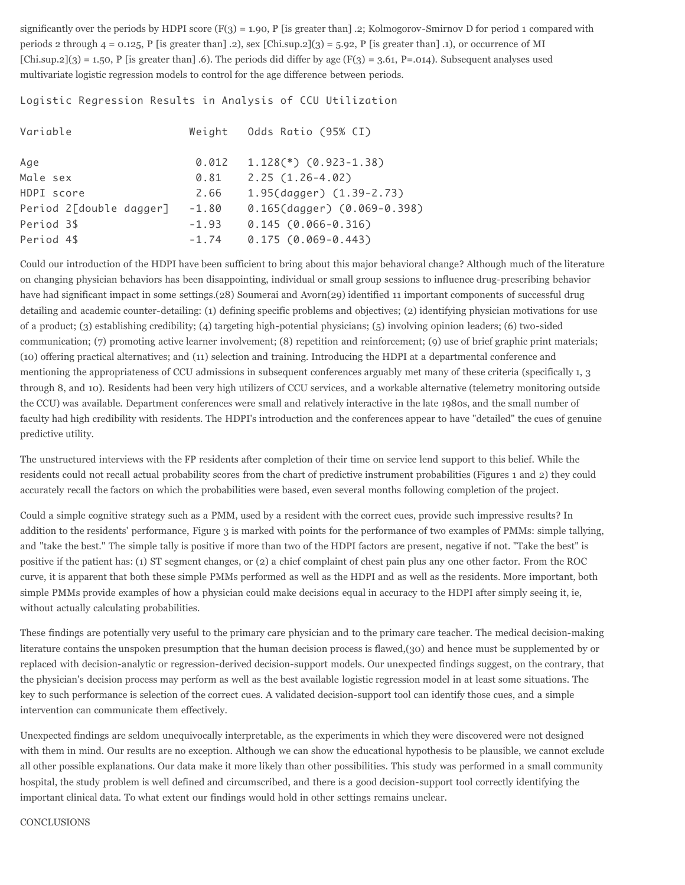significantly over the periods by HDPI score ($F(3) = 1.90$, $P$ [is greater than] .2; Kolmogorov-Smirnov D for period 1 compared with periods 2 through 4 = 0.125, $P$ [is greater than] .2), sex [Chi.sup.2](3) = 5.92, $P$ [is greater than] .1), or occurrence of MI [Chi.sup.2](3) = 1.50, $P$ [is greater than] .6). The periods did differ by age ($F(3) = 3.61$, $P=.014$). Subsequent analyses used multivariate logistic regression models to control for the age difference between periods.

Logistic Regression Results in Analysis of CCU Utilization

| Variable | Weight | Odds Ratio (95% CI) |
|---|---|---|
| Age | 0.012 | 1.128(*) (0.923-1.38) |
| Male sex | 0.81 | 2.25 (1.26-4.02) |
| HDPI score | 2.66 | 1.95(dagger) (1.39-2.73) |
| Period 2[double dagger] | -1.80 | 0.165(dagger) (0.069-0.398) |
| Period 3$ | -1.93 | 0.145 (0.066-0.316) |
| Period 4$ | -1.74 | 0.175 (0.069-0.443) |

Could our introduction of the HDPI have been sufficient to bring about this major behavioral change? Although much of the literature on changing physician behaviors has been disappointing, individual or small group sessions to influence drug-prescribing behavior have had significant impact in some settings.(28) Soumerai and Avorn(29) identified 11 important components of successful drug detailing and academic counter-detailing: (1) defining specific problems and objectives; (2) identifying physician motivations for use of a product; (3) establishing credibility; (4) targeting high-potential physicians; (5) involving opinion leaders; (6) two-sided communication; (7) promoting active learner involvement; (8) repetition and reinforcement; (9) use of brief graphic print materials; (10) offering practical alternatives; and (11) selection and training. Introducing the HDPI at a departmental conference and mentioning the appropriateness of CCU admissions in subsequent conferences arguably met many of these criteria (specifically 1, 3 through 8, and 10). Residents had been very high utilizers of CCU services, and a workable alternative (telemetry monitoring outside the CCU) was available. Department conferences were small and relatively interactive in the late 1980s, and the small number of faculty had high credibility with residents. The HDPI's introduction and the conferences appear to have "detailed" the cues of genuine predictive utility.

The unstructured interviews with the FP residents after completion of their time on service lend support to this belief. While the residents could not recall actual probability scores from the chart of predictive instrument probabilities (Figures 1 and 2) they could accurately recall the factors on which the probabilities were based, even several months following completion of the project.

Could a simple cognitive strategy such as a PMM, used by a resident with the correct cues, provide such impressive results? In addition to the residents' performance, Figure 3 is marked with points for the performance of two examples of PMMs: simple tallying, and "take the best." The simple tally is positive if more than two of the HDPI factors are present, negative if not. "Take the best" is positive if the patient has: (1) ST segment changes, or (2) a chief complaint of chest pain plus any one other factor. From the ROC curve, it is apparent that both these simple PMMs performed as well as the HDPI and as well as the residents. More important, both simple PMMs provide examples of how a physician could make decisions equal in accuracy to the HDPI after simply seeing it, ie, without actually calculating probabilities.

These findings are potentially very useful to the primary care physician and to the primary care teacher. The medical decision-making literature contains the unspoken presumption that the human decision process is flawed,(30) and hence must be supplemented by or replaced with decision-analytic or regression-derived decision-support models. Our unexpected findings suggest, on the contrary, that the physician's decision process may perform as well as the best available logistic regression model in at least some situations. The key to such performance is selection of the correct cues. A validated decision-support tool can identify those cues, and a simple intervention can communicate them effectively.

Unexpected findings are seldom unequivocally interpretable, as the experiments in which they were discovered were not designed with them in mind. Our results are no exception. Although we can show the educational hypothesis to be plausible, we cannot exclude all other possible explanations. Our data make it more likely than other possibilities. This study was performed in a small community hospital, the study problem is well defined and circumscribed, and there is a good decision-support tool correctly identifying the important clinical data. To what extent our findings would hold in other settings remains unclear.

## CONCLUSIONS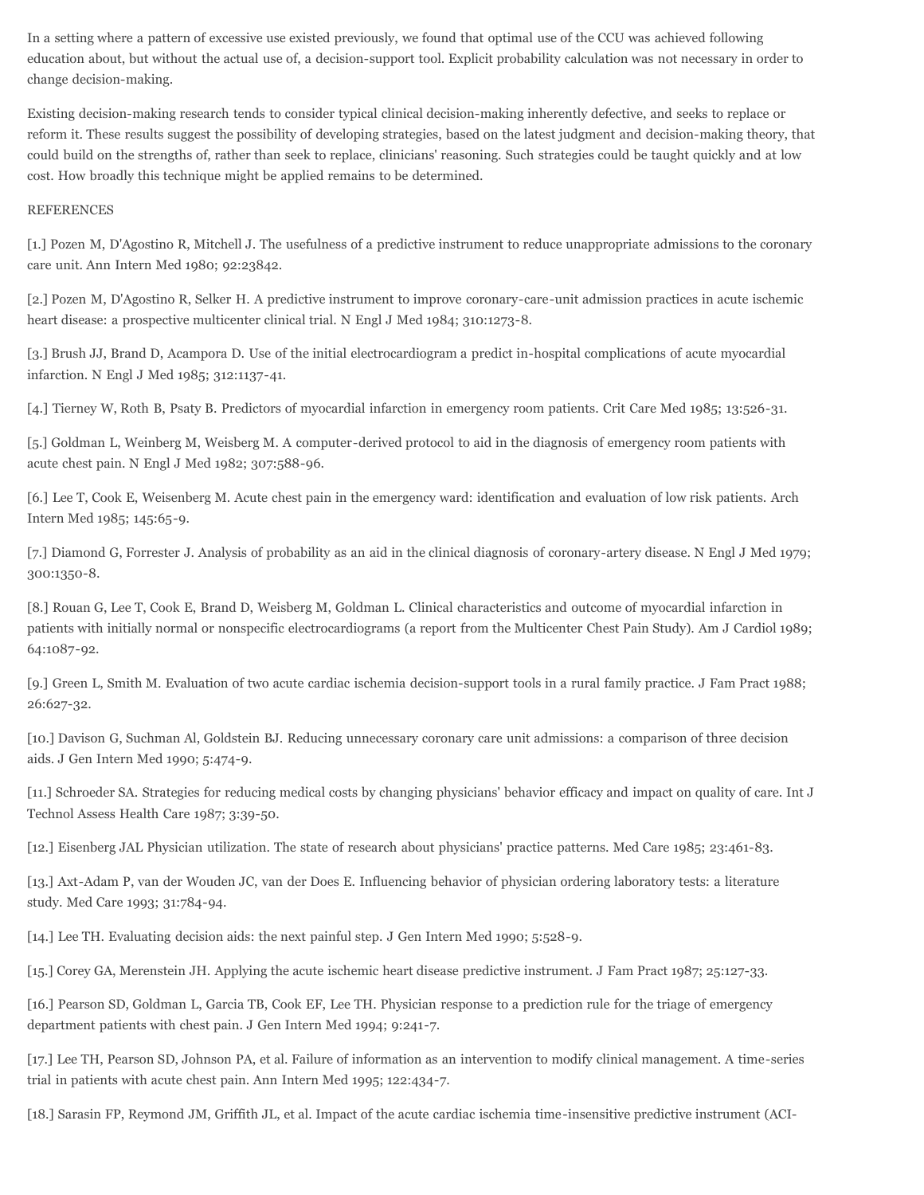In a setting where a pattern of excessive use existed previously, we found that optimal use of the CCU was achieved following education about, but without the actual use of, a decision-support tool. Explicit probability calculation was not necessary in order to change decision-making.

Existing decision-making research tends to consider typical clinical decision-making inherently defective, and seeks to replace or reform it. These results suggest the possibility of developing strategies, based on the latest judgment and decision-making theory, that could build on the strengths of, rather than seek to replace, clinicians' reasoning. Such strategies could be taught quickly and at low cost. How broadly this technique might be applied remains to be determined.

REFERENCES

[1.] Pozen M, D'Agostino R, Mitchell J. The usefulness of a predictive instrument to reduce unappropriate admissions to the coronary care unit. Ann Intern Med 1980; 92:23842.

[2.] Pozen M, D'Agostino R, Selker H. A predictive instrument to improve coronary-care-unit admission practices in acute ischemic heart disease: a prospective multicenter clinical trial. N Engl J Med 1984; 310:1273-8.

[3.] Brush JJ, Brand D, Acampora D. Use of the initial electrocardiogram a predict in-hospital complications of acute myocardial infarction. N Engl J Med 1985; 312:1137-41.

[4.] Tierney W, Roth B, Psaty B. Predictors of myocardial infarction in emergency room patients. Crit Care Med 1985; 13:526-31.

[5.] Goldman L, Weinberg M, Weisberg M. A computer-derived protocol to aid in the diagnosis of emergency room patients with acute chest pain. N Engl J Med 1982; 307:588-96.

[6.] Lee T, Cook E, Weisenberg M. Acute chest pain in the emergency ward: identification and evaluation of low risk patients. Arch Intern Med 1985; 145:65-9.

[7.] Diamond G, Forrester J. Analysis of probability as an aid in the clinical diagnosis of coronary-artery disease. N Engl J Med 1979; 300:1350-8.

[8.] Rouan G, Lee T, Cook E, Brand D, Weisberg M, Goldman L. Clinical characteristics and outcome of myocardial infarction in patients with initially normal or nonspecific electrocardiograms (a report from the Multicenter Chest Pain Study). Am J Cardiol 1989; 64:1087-92.

[9.] Green L, Smith M. Evaluation of two acute cardiac ischemia decision-support tools in a rural family practice. J Fam Pract 1988; 26:627-32.

[10.] Davison G, Suchman Al, Goldstein BJ. Reducing unnecessary coronary care unit admissions: a comparison of three decision aids. J Gen Intern Med 1990; 5:474-9.

[11.] Schroeder SA. Strategies for reducing medical costs by changing physicians' behavior efficacy and impact on quality of care. Int J Technol Assess Health Care 1987; 3:39-50.

[12.] Eisenberg JAL Physician utilization. The state of research about physicians' practice patterns. Med Care 1985; 23:461-83.

[13.] Axt-Adam P, van der Wouden JC, van der Does E. Influencing behavior of physician ordering laboratory tests: a literature study. Med Care 1993; 31:784-94.

[14.] Lee TH. Evaluating decision aids: the next painful step. J Gen Intern Med 1990; 5:528-9.

[15.] Corey GA, Merenstein JH. Applying the acute ischemic heart disease predictive instrument. J Fam Pract 1987; 25:127-33.

[16.] Pearson SD, Goldman L, Garcia TB, Cook EF, Lee TH. Physician response to a prediction rule for the triage of emergency department patients with chest pain. J Gen Intern Med 1994; 9:241-7.

[17.] Lee TH, Pearson SD, Johnson PA, et al. Failure of information as an intervention to modify clinical management. A time-series trial in patients with acute chest pain. Ann Intern Med 1995; 122:434-7.

[18.] Sarasin FP, Reymond JM, Griffith JL, et al. Impact of the acute cardiac ischemia time-insensitive predictive instrument (ACI-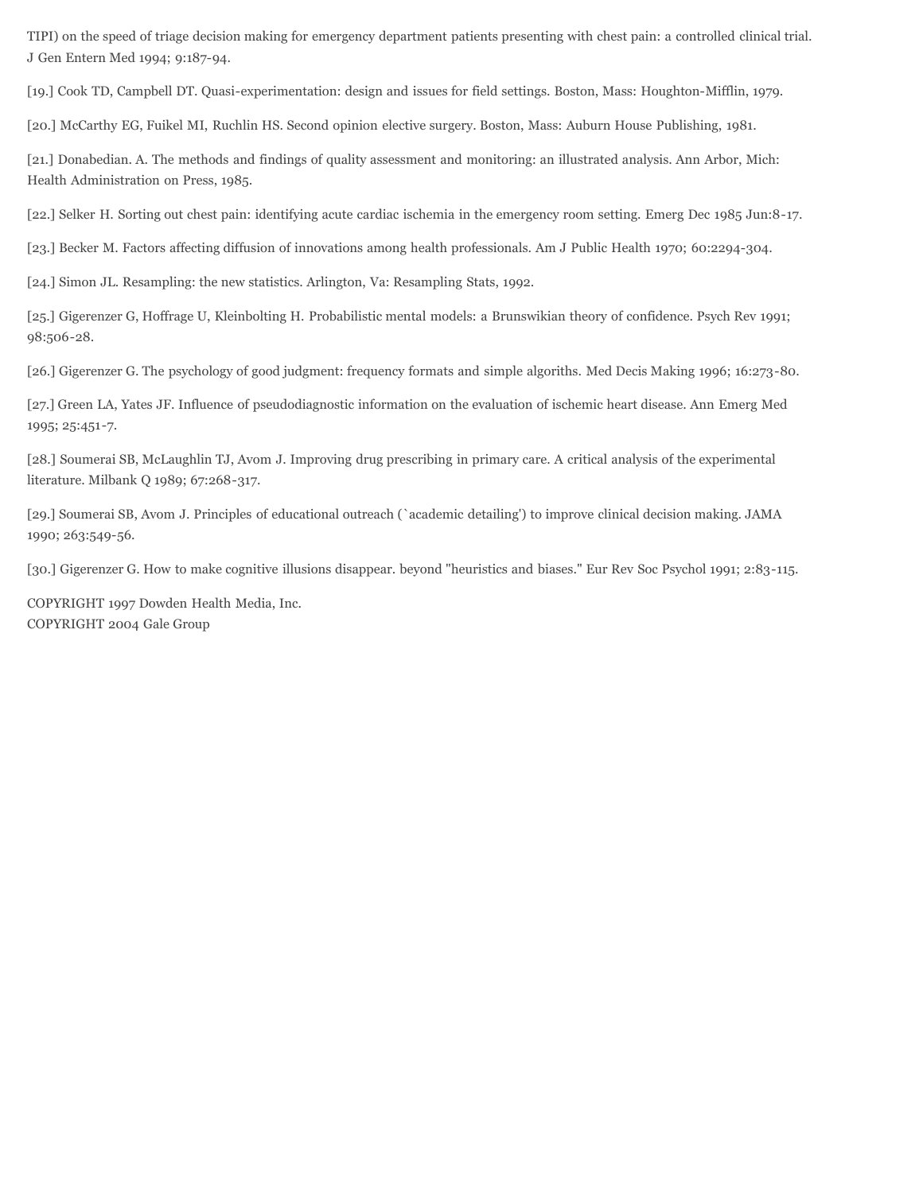TIPI) on the speed of triage decision making for emergency department patients presenting with chest pain: a controlled clinical trial. J Gen Entern Med 1994; 9:187-94.

[19.] Cook TD, Campbell DT. Quasi-experimentation: design and issues for field settings. Boston, Mass: Houghton-Mifflin, 1979.

[20.] McCarthy EG, Fuikel MI, Ruchlin HS. Second opinion elective surgery. Boston, Mass: Auburn House Publishing, 1981.

[21.] Donabedian. A. The methods and findings of quality assessment and monitoring: an illustrated analysis. Ann Arbor, Mich: Health Administration on Press, 1985.

[22.] Selker H. Sorting out chest pain: identifying acute cardiac ischemia in the emergency room setting. Emerg Dec 1985 Jun:8-17.

[23.] Becker M. Factors affecting diffusion of innovations among health professionals. Am J Public Health 1970; 60:2294-304.

[24.] Simon JL. Resampling: the new statistics. Arlington, Va: Resampling Stats, 1992.

[25.] Gigerenzer G, Hoffrage U, Kleinbolting H. Probabilistic mental models: a Brunswikian theory of confidence. Psych Rev 1991; 98:506-28.

[26.] Gigerenzer G. The psychology of good judgment: frequency formats and simple algoriths. Med Decis Making 1996; 16:273-80.

[27.] Green LA, Yates JF. Influence of pseudodiagnostic information on the evaluation of ischemic heart disease. Ann Emerg Med 1995; 25:451-7.

[28.] Soumerai SB, McLaughlin TJ, Avom J. Improving drug prescribing in primary care. A critical analysis of the experimental literature. Milbank Q 1989; 67:268-317.

[29.] Soumerai SB, Avom J. Principles of educational outreach (`academic detailing') to improve clinical decision making. JAMA 1990; 263:549-56.

[30.] Gigerenzer G. How to make cognitive illusions disappear. beyond "heuristics and biases." Eur Rev Soc Psychol 1991; 2:83-115.

COPYRIGHT 1997 Dowden Health Media, Inc.
COPYRIGHT 2004 Gale Group